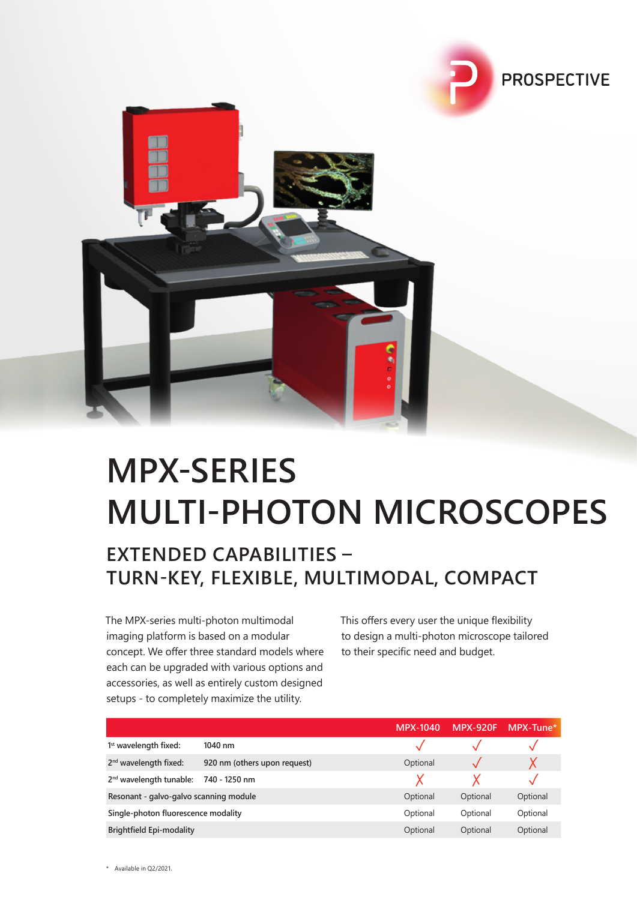PROSPECTIVE

# MPX-SERIES MULTI-PHOTON MICROSCOPES

## EXTENDED CAPABILITIES – TURN-KEY, FLEXIBLE, MULTIMODAL, COMPACT

The MPX-series multi-photon multimodal imaging platform is based on a modular concept. We offer three standard models where each can be upgraded with various options and accessories, as well as entirely custom designed setups - to completely maximize the utility.

This offers every user the unique flexibility to design a multi-photon microscope tailored to their specific need and budget.

| | | MPX-1040 | MPX-920F | MPX-Tune* |
|---|---|---|---|---|
| 1st wavelength fixed: | 1040 nm | ✓ | ✓ | ✓ |
| 2nd wavelength fixed: | 920 nm (others upon request) | Optional | ✓ | ✗ |
| 2nd wavelength tunable: | 740 - 1250 nm | ✗ | ✗ | ✓ |
| Resonant - galvo-galvo scanning module | | Optional | Optional | Optional |
| Single-photon fluorescence modality | | Optional | Optional | Optional |
| Brightfield Epi-modality | | Optional | Optional | Optional |

\* Available in Q2/2021.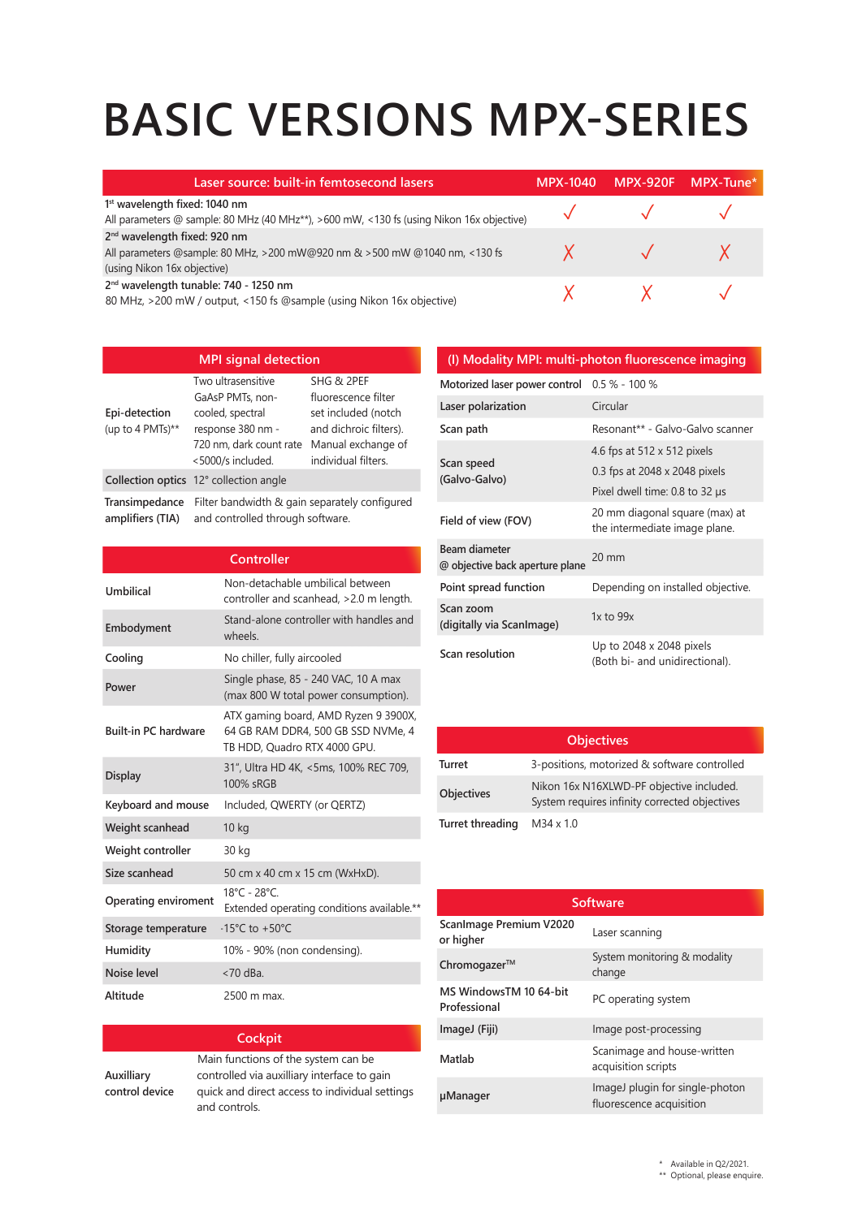# BASIC VERSIONS MPX-SERIES

| Laser source: built-in femtosecond lasers | MPX-1040 | MPX-920F | MPX-Tune* |
|---|---|---|---|
| 1st wavelength fixed: 1040 nm<br>All parameters @ sample: 80 MHz (40 MHz**), >600 mW, <130 fs (using Nikon 16x objective) | ✓ | ✓ | ✓ |
| 2nd wavelength fixed: 920 nm<br>All parameters @sample: 80 MHz, >200 mW@920 nm & >500 mW @1040 nm, <130 fs (using Nikon 16x objective) | ✗ | ✓ | ✗ |
| 2nd wavelength tunable: 740 - 1250 nm<br>80 MHz, >200 mW / output, <150 fs @sample (using Nikon 16x objective) | ✗ | ✗ | ✓ |

| MPI signal detection | | |
|---|---|---|
| Epi-detection (up to 4 PMTs)** | Two ultrasensitive GaAsP PMTs, non-cooled, spectral response 380 nm - 720 nm, dark count rate <5000/s included. | SHG & 2PEF fluorescence filter set included (notch and dichroic filters). Manual exchange of individual filters. |
| Collection optics | 12° collection angle | |
| Transimpedance amplifiers (TIA) | Filter bandwidth & gain separately configured and controlled through software. | |

| Controller | |
|---|---|
| Umbilical | Non-detachable umbilical between controller and scanhead, >2.0 m length. |
| Embodyment | Stand-alone controller with handles and wheels. |
| Cooling | No chiller, fully aircooled |
| Power | Single phase, 85 - 240 VAC, 10 A max (max 800 W total power consumption). |
| Built-in PC hardware | ATX gaming board, AMD Ryzen 9 3900X, 64 GB RAM DDR4, 500 GB SSD NVMe, 4 TB HDD, Quadro RTX 4000 GPU. |
| Display | 31", Ultra HD 4K, <5ms, 100% REC 709, 100% sRGB |
| Keyboard and mouse | Included, QWERTY (or QERTZ) |
| Weight scanhead | 10 kg |
| Weight controller | 30 kg |
| Size scanhead | 50 cm x 40 cm x 15 cm (WxHxD). |
| Operating enviroment | 18°C - 28°C.<br>Extended operating conditions available.** |
| Storage temperature | -15°C to +50°C |
| Humidity | 10% - 90% (non condensing). |
| Noise level | <70 dBa. |
| Altitude | 2500 m max. |

| Cockpit | |
|---|---|
| Auxilliary control device | Main functions of the system can be controlled via auxilliary interface to gain quick and direct access to individual settings and controls. |

| (I) Modality MPI: multi-photon fluorescence imaging | |
|---|---|
| Motorized laser power control | 0.5 % - 100 % |
| Laser polarization | Circular |
| Scan path | Resonant** - Galvo-Galvo scanner |
| Scan speed (Galvo-Galvo) | 4.6 fps at 512 x 512 pixels<br>0.3 fps at 2048 x 2048 pixels<br>Pixel dwell time: 0.8 to 32 µs |
| Field of view (FOV) | 20 mm diagonal square (max) at the intermediate image plane. |
| Beam diameter @ objective back aperture plane | 20 mm |
| Point spread function | Depending on installed objective. |
| Scan zoom (digitally via ScanImage) | 1x to 99x |
| Scan resolution | Up to 2048 x 2048 pixels (Both bi- and unidirectional). |

| Objectives | |
|---|---|
| Turret | 3-positions, motorized & software controlled |
| Objectives | Nikon 16x N16XLWD-PF objective included. System requires infinity corrected objectives |
| Turret threading | M34 x 1.0 |

| Software | |
|---|---|
| ScanImage Premium V2020 or higher | Laser scanning |
| Chromogazer™ | System monitoring & modality change |
| MS WindowsTM 10 64-bit Professional | PC operating system |
| ImageJ (Fiji) | Image post-processing |
| Matlab | Scanimage and house-written acquisition scripts |
| µManager | ImageJ plugin for single-photon fluorescence acquisition |

\* Available in Q2/2021.
\*\* Optional, please enquire.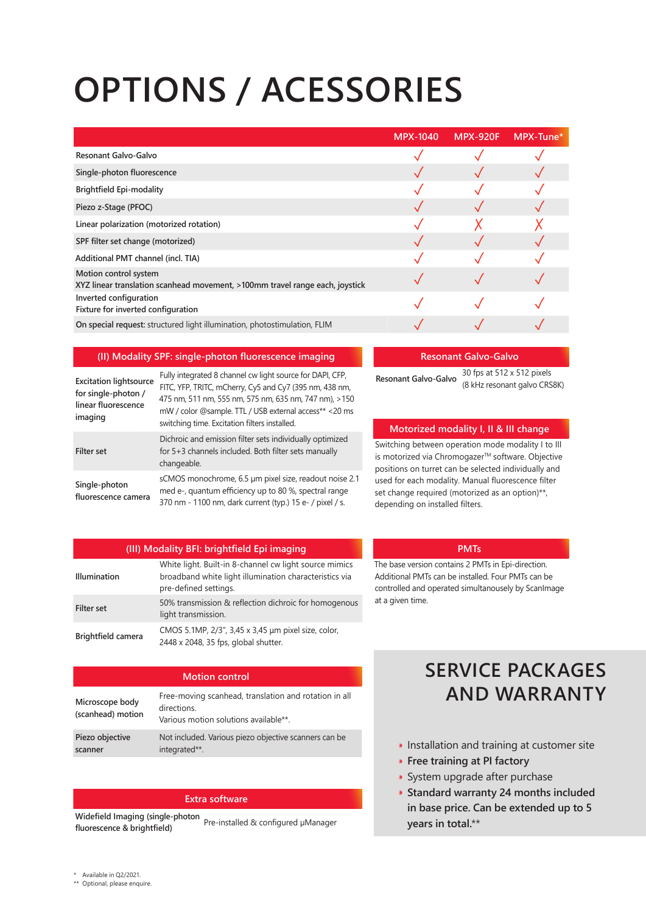# OPTIONS / ACESSORIES

| | MPX-1040 | MPX-920F | MPX-Tune* |
|---|---|---|---|
| Resonant Galvo-Galvo | ✓ | ✓ | ✓ |
| Single-photon fluorescence | ✓ | ✓ | ✓ |
| Brightfield Epi-modality | ✓ | ✓ | ✓ |
| Piezo z-Stage (PFOC) | ✓ | ✓ | ✓ |
| Linear polarization (motorized rotation) | ✓ | ✗ | ✗ |
| SPF filter set change (motorized) | ✓ | ✓ | ✓ |
| Additional PMT channel (incl. TIA) | ✓ | ✓ | ✓ |
| Motion control system<br>XYZ linear translation scanhead movement, >100mm travel range each, joystick | ✓ | ✓ | ✓ |
| Inverted configuration<br>Fixture for inverted configuration | ✓ | ✓ | ✓ |
| **On special request:** structured light illumination, photostimulation, FLIM | ✓ | ✓ | ✓ |

## (II) Modality SPF: single-photon fluorescence imaging

| | |
|---|---|
| Excitation lightsource for single-photon / linear fluorescence imaging | Fully integrated 8 channel cw light source for DAPI, CFP, FITC, YFP, TRITC, mCherry, Cy5 and Cy7 (395 nm, 438 nm, 475 nm, 511 nm, 555 nm, 575 nm, 635 nm, 747 nm), >150 mW / color @sample. TTL / USB external access** <20 ms switching time. Excitation filters installed. |
| Filter set | Dichroic and emission filter sets individually optimized for 5+3 channels included. Both filter sets manually changeable. |
| Single-photon fluorescence camera | sCMOS monochrome, 6.5 µm pixel size, readout noise 2.1 med e-, quantum efficiency up to 80 %, spectral range 370 nm - 1100 nm, dark current (typ.) 15 e- / pixel / s. |

## Resonant Galvo-Galvo

| | |
|---|---|
| Resonant Galvo-Galvo | 30 fps at 512 x 512 pixels (8 kHz resonant galvo CRS8K) |

## Motorized modality I, II & III change

Switching between operation mode modality I to III is motorized via Chromogazer™ software. Objective positions on turret can be selected individually and used for each modality. Manual fluorescence filter set change required (motorized as an option)**, depending on installed filters.

## (III) Modality BFI: brightfield Epi imaging

| | |
|---|---|
| Illumination | White light. Built-in 8-channel cw light source mimics broadband white light illumination characteristics via pre-defined settings. |
| Filter set | 50% transmission & reflection dichroic for homogenous light transmission. |
| Brightfield camera | CMOS 5.1MP, 2/3", 3,45 x 3,45 µm pixel size, color, 2448 x 2048, 35 fps, global shutter. |

## PMTs

The base version contains 2 PMTs in Epi-direction. Additional PMTs can be installed. Four PMTs can be controlled and operated simultanousely by ScanImage at a given time.

## Motion control

| | |
|---|---|
| Microscope body (scanhead) motion | Free-moving scanhead, translation and rotation in all directions.<br>Various motion solutions available**. |
| Piezo objective scanner | Not included. Various piezo objective scanners can be integrated**. |

## Extra software

| | |
|---|---|
| Widefield Imaging (single-photon fluorescence & brightfield) | Pre-installed & configured µManager |

# SERVICE PACKAGES AND WARRANTY

- Installation and training at customer site
- **Free training at PI factory**
- System upgrade after purchase
- **Standard warranty 24 months included in base price. Can be extended up to 5 years in total.****

\* Available in Q2/2021.
** Optional, please enquire.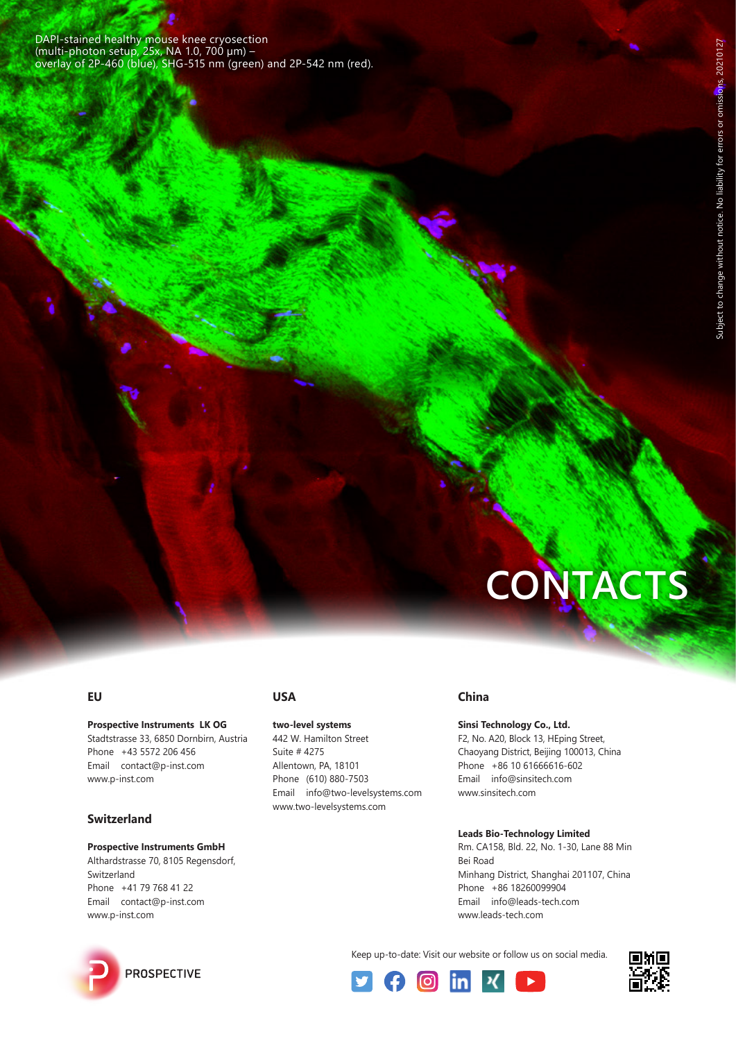DAPI-stained healthy mouse knee cryosection (multi-photon setup, 25x, NA 1.0, 700 µm) – overlay of 2P-460 (blue), SHG-515 nm (green) and 2P-542 nm (red).

Subject to change without notice. No liability for errors or omissions. 20210127

# CONTACTS

## EU

**Prospective Instruments LK OG**
Stadtstrasse 33, 6850 Dornbirn, Austria
Phone +43 5572 206 456
Email contact@p-inst.com
www.p-inst.com

## Switzerland

**Prospective Instruments GmbH**
Althardstrasse 70, 8105 Regensdorf, Switzerland
Phone +41 79 768 41 22
Email contact@p-inst.com
www.p-inst.com

## USA

**two-level systems**
442 W. Hamilton Street
Suite # 4275
Allentown, PA, 18101
Phone (610) 880-7503
Email info@two-levelsystems.com
www.two-levelsystems.com

## China

**Sinsi Technology Co., Ltd.**
F2, No. A20, Block 13, HEping Street,
Chaoyang District, Beijing 100013, China
Phone +86 10 61666616-602
Email info@sinsitech.com
www.sinsitech.com

**Leads Bio-Technology Limited**
Rm. CA158, Bld. 22, No. 1-30, Lane 88 Min Bei Road
Minhang District, Shanghai 201107, China
Phone +86 18260099904
Email info@leads-tech.com
www.leads-tech.com

PROSPECTIVE

Keep up-to-date: Visit our website or follow us on social media.